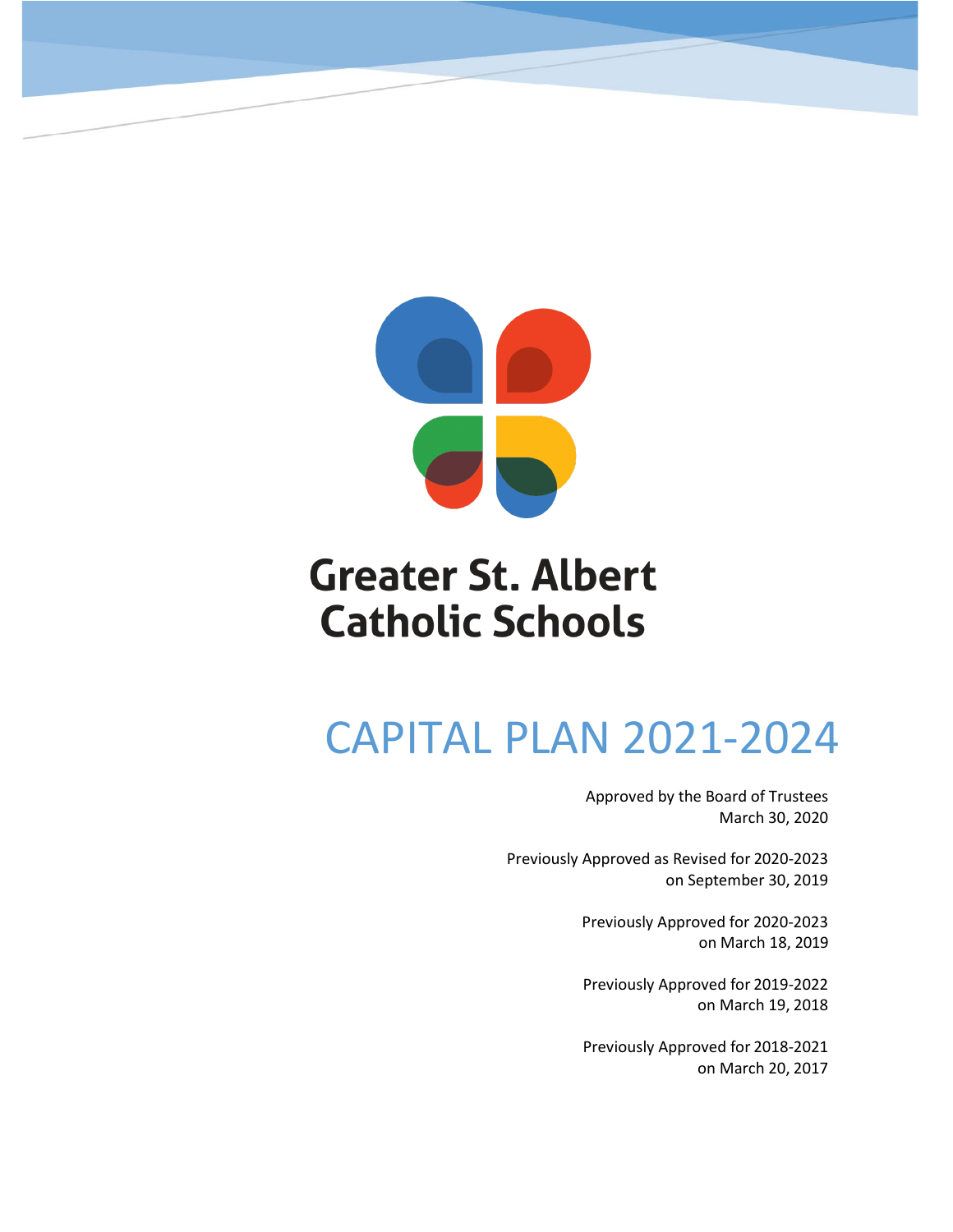# Greater St. Albert Catholic Schools

# CAPITAL PLAN 2021-2024

Approved by the Board of Trustees
March 30, 2020

Previously Approved as Revised for 2020-2023
on September 30, 2019

Previously Approved for 2020-2023
on March 18, 2019

Previously Approved for 2019-2022
on March 19, 2018

Previously Approved for 2018-2021
on March 20, 2017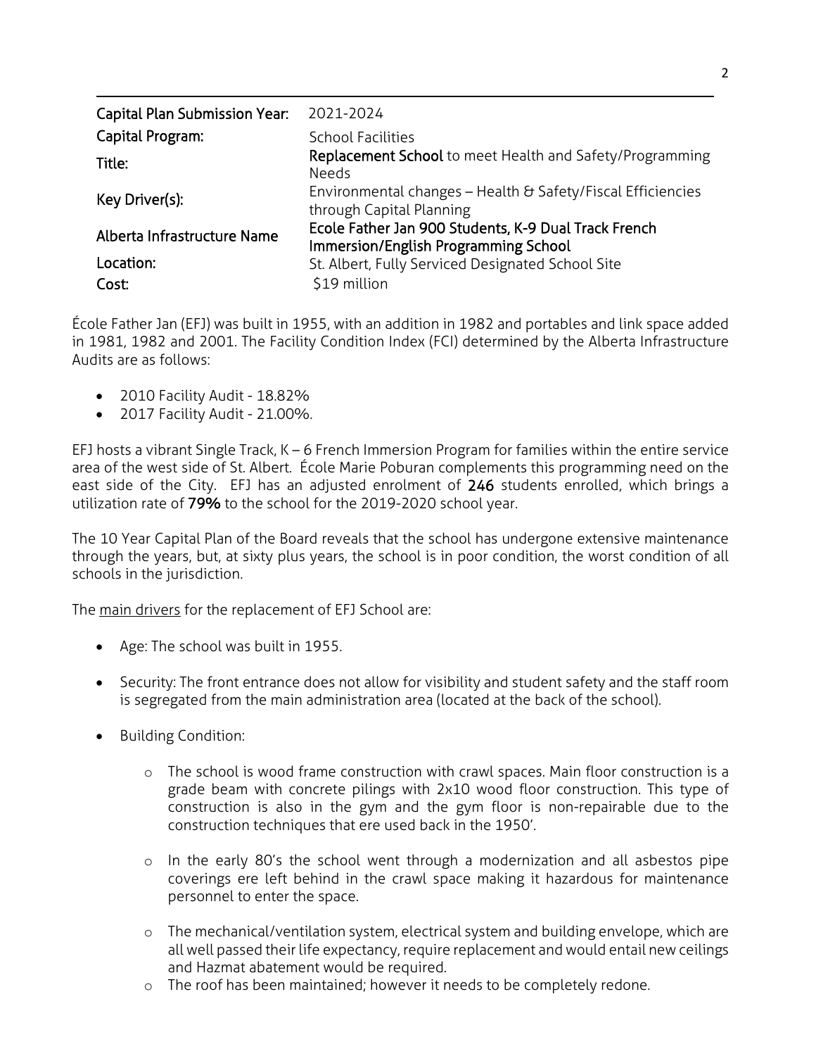| Capital Plan Submission Year: | 2021-2024 |
|---|---|
| Capital Program: | School Facilities |
| Title: | **Replacement School** to meet Health and Safety/Programming Needs |
| Key Driver(s): | Environmental changes – Health & Safety/Fiscal Efficiencies through Capital Planning |
| Alberta Infrastructure Name | **Ecole Father Jan 900 Students, K-9 Dual Track French Immersion/English Programming School** |
| Location: | St. Albert, Fully Serviced Designated School Site |
| Cost: | $19 million |

École Father Jan (EFJ) was built in 1955, with an addition in 1982 and portables and link space added in 1981, 1982 and 2001. The Facility Condition Index (FCI) determined by the Alberta Infrastructure Audits are as follows:

- 2010 Facility Audit - 18.82%
- 2017 Facility Audit - 21.00%.

EFJ hosts a vibrant Single Track, K – 6 French Immersion Program for families within the entire service area of the west side of St. Albert. École Marie Poburan complements this programming need on the east side of the City. EFJ has an adjusted enrolment of **246** students enrolled, which brings a utilization rate of **79%** to the school for the 2019-2020 school year.

The 10 Year Capital Plan of the Board reveals that the school has undergone extensive maintenance through the years, but, at sixty plus years, the school is in poor condition, the worst condition of all schools in the jurisdiction.

The main drivers for the replacement of EFJ School are:

- Age: The school was built in 1955.
- Security: The front entrance does not allow for visibility and student safety and the staff room is segregated from the main administration area (located at the back of the school).
- Building Condition:
  - The school is wood frame construction with crawl spaces. Main floor construction is a grade beam with concrete pilings with 2x10 wood floor construction. This type of construction is also in the gym and the gym floor is non-repairable due to the construction techniques that ere used back in the 1950'.
  - In the early 80's the school went through a modernization and all asbestos pipe coverings ere left behind in the crawl space making it hazardous for maintenance personnel to enter the space.
  - The mechanical/ventilation system, electrical system and building envelope, which are all well passed their life expectancy, require replacement and would entail new ceilings and Hazmat abatement would be required.
  - The roof has been maintained; however it needs to be completely redone.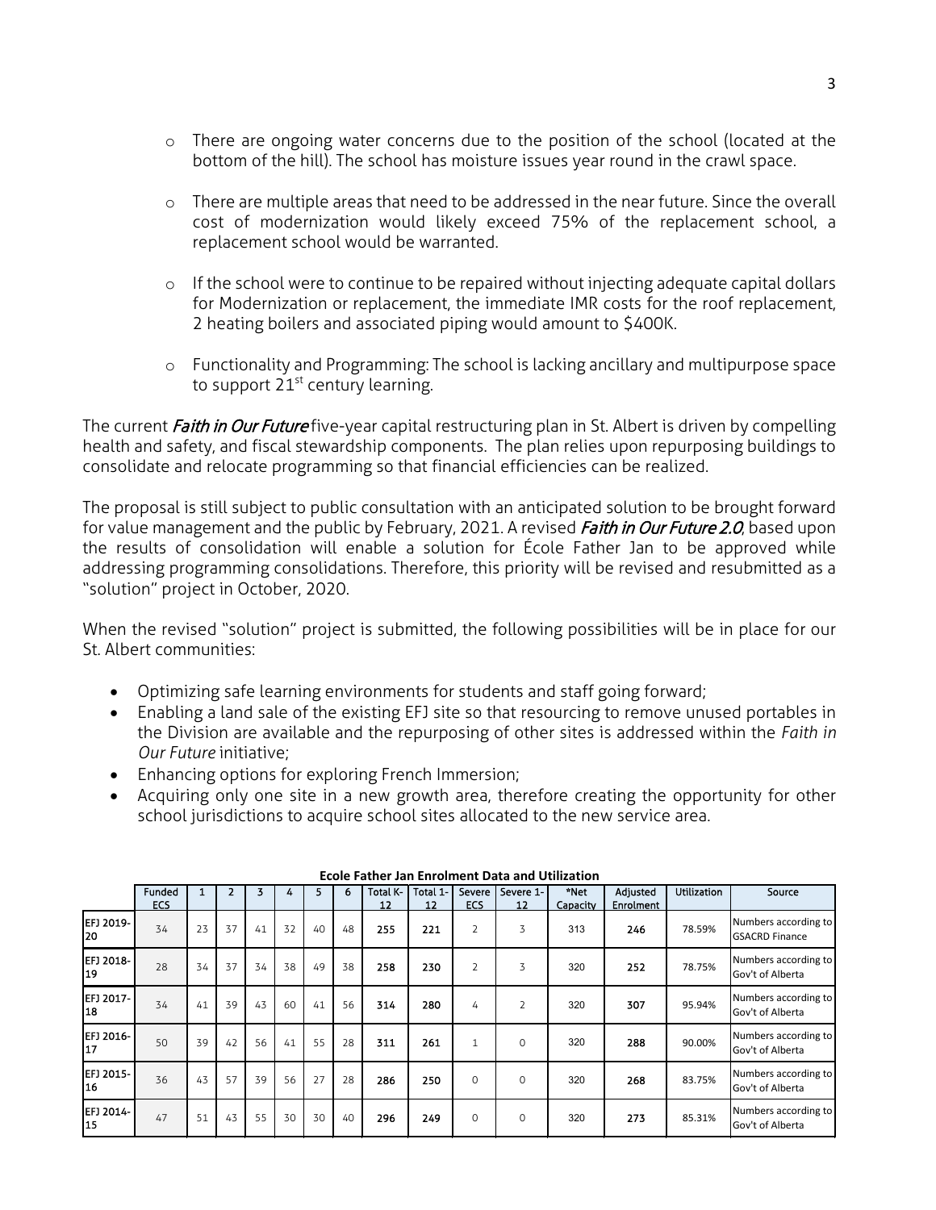- There are ongoing water concerns due to the position of the school (located at the bottom of the hill). The school has moisture issues year round in the crawl space.

- There are multiple areas that need to be addressed in the near future. Since the overall cost of modernization would likely exceed 75% of the replacement school, a replacement school would be warranted.

- If the school were to continue to be repaired without injecting adequate capital dollars for Modernization or replacement, the immediate IMR costs for the roof replacement, 2 heating boilers and associated piping would amount to $400K.

- Functionality and Programming: The school is lacking ancillary and multipurpose space to support 21st century learning.

The current ***Faith in Our Future*** five-year capital restructuring plan in St. Albert is driven by compelling health and safety, and fiscal stewardship components. The plan relies upon repurposing buildings to consolidate and relocate programming so that financial efficiencies can be realized.

The proposal is still subject to public consultation with an anticipated solution to be brought forward for value management and the public by February, 2021. A revised ***Faith in Our Future 2.0***, based upon the results of consolidation will enable a solution for École Father Jan to be approved while addressing programming consolidations. Therefore, this priority will be revised and resubmitted as a "solution" project in October, 2020.

When the revised "solution" project is submitted, the following possibilities will be in place for our St. Albert communities:

- Optimizing safe learning environments for students and staff going forward;
- Enabling a land sale of the existing EFJ site so that resourcing to remove unused portables in the Division are available and the repurposing of other sites is addressed within the *Faith in Our Future* initiative;
- Enhancing options for exploring French Immersion;
- Acquiring only one site in a new growth area, therefore creating the opportunity for other school jurisdictions to acquire school sites allocated to the new service area.

**Ecole Father Jan Enrolment Data and Utilization**

| | Funded ECS | 1 | 2 | 3 | 4 | 5 | 6 | Total K-12 | Total 1-12 | Severe ECS | Severe 1-12 | *Net Capacity | Adjusted Enrolment | Utilization | Source |
|---|---|---|---|---|---|---|---|---|---|---|---|---|---|---|---|
| EFJ 2019-20 | 34 | 23 | 37 | 41 | 32 | 40 | 48 | **255** | **221** | 2 | 3 | 313 | **246** | 78.59% | Numbers according to GSACRD Finance |
| EFJ 2018-19 | 28 | 34 | 37 | 34 | 38 | 49 | 38 | **258** | **230** | 2 | 3 | 320 | **252** | 78.75% | Numbers according to Gov't of Alberta |
| EFJ 2017-18 | 34 | 41 | 39 | 43 | 60 | 41 | 56 | **314** | **280** | 4 | 2 | 320 | **307** | 95.94% | Numbers according to Gov't of Alberta |
| EFJ 2016-17 | 50 | 39 | 42 | 56 | 41 | 55 | 28 | **311** | **261** | 1 | 0 | 320 | **288** | 90.00% | Numbers according to Gov't of Alberta |
| EFJ 2015-16 | 36 | 43 | 57 | 39 | 56 | 27 | 28 | **286** | **250** | 0 | 0 | 320 | **268** | 83.75% | Numbers according to Gov't of Alberta |
| EFJ 2014-15 | 47 | 51 | 43 | 55 | 30 | 30 | 40 | **296** | **249** | 0 | 0 | 320 | **273** | 85.31% | Numbers according to Gov't of Alberta |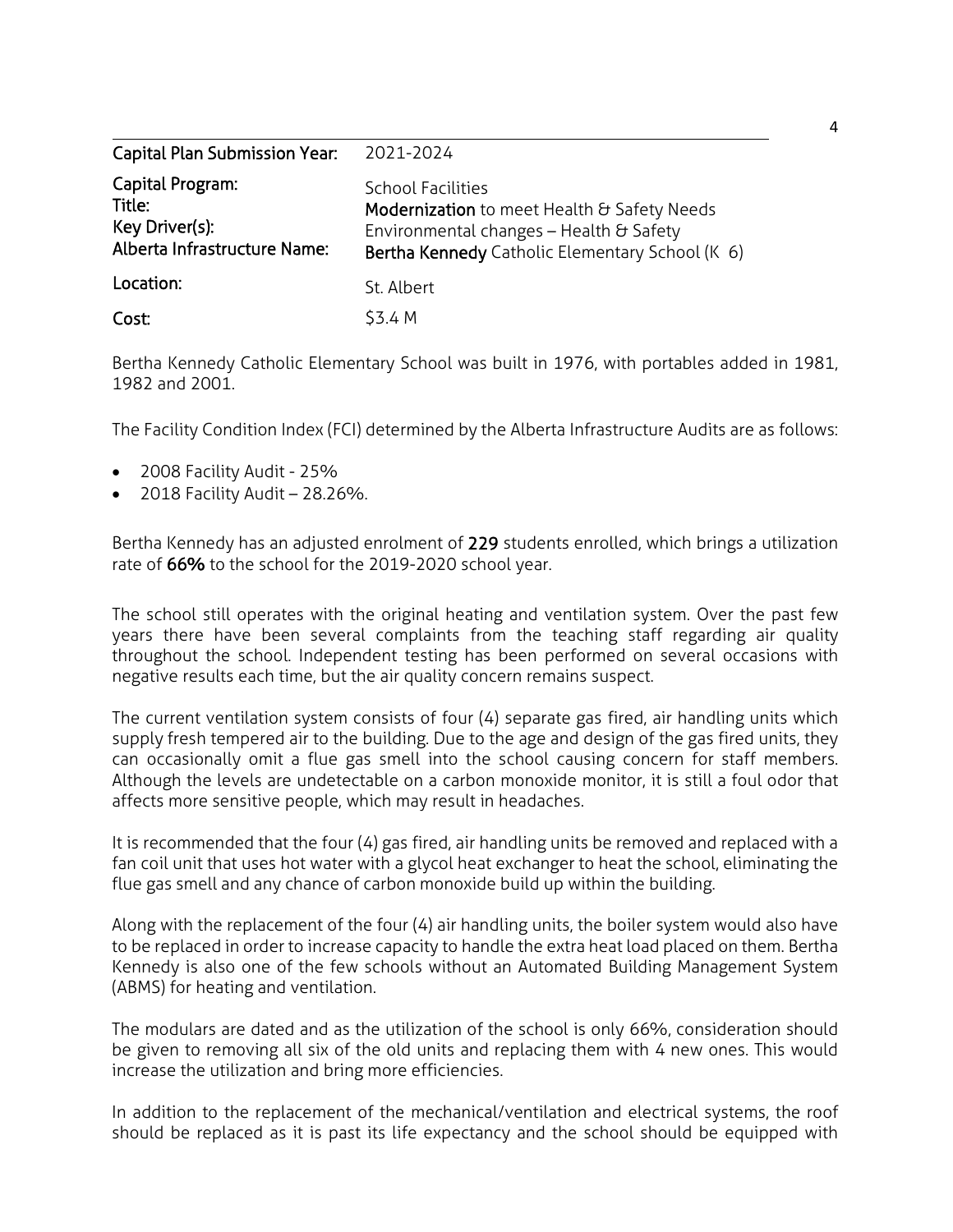| | |
|---|---|
| **Capital Plan Submission Year:** | 2021-2024 |
| **Capital Program:** | School Facilities |
| **Title:** | **Modernization** to meet Health & Safety Needs |
| **Key Driver(s):** | Environmental changes – Health & Safety |
| **Alberta Infrastructure Name:** | **Bertha Kennedy** Catholic Elementary School (K 6) |
| **Location:** | St. Albert |
| **Cost:** | $3.4 M |

Bertha Kennedy Catholic Elementary School was built in 1976, with portables added in 1981, 1982 and 2001.

The Facility Condition Index (FCI) determined by the Alberta Infrastructure Audits are as follows:

- 2008 Facility Audit - 25%
- 2018 Facility Audit – 28.26%.

Bertha Kennedy has an adjusted enrolment of **229** students enrolled, which brings a utilization rate of **66%** to the school for the 2019-2020 school year.

The school still operates with the original heating and ventilation system. Over the past few years there have been several complaints from the teaching staff regarding air quality throughout the school. Independent testing has been performed on several occasions with negative results each time, but the air quality concern remains suspect.

The current ventilation system consists of four (4) separate gas fired, air handling units which supply fresh tempered air to the building. Due to the age and design of the gas fired units, they can occasionally omit a flue gas smell into the school causing concern for staff members. Although the levels are undetectable on a carbon monoxide monitor, it is still a foul odor that affects more sensitive people, which may result in headaches.

It is recommended that the four (4) gas fired, air handling units be removed and replaced with a fan coil unit that uses hot water with a glycol heat exchanger to heat the school, eliminating the flue gas smell and any chance of carbon monoxide build up within the building.

Along with the replacement of the four (4) air handling units, the boiler system would also have to be replaced in order to increase capacity to handle the extra heat load placed on them. Bertha Kennedy is also one of the few schools without an Automated Building Management System (ABMS) for heating and ventilation.

The modulars are dated and as the utilization of the school is only 66%, consideration should be given to removing all six of the old units and replacing them with 4 new ones. This would increase the utilization and bring more efficiencies.

In addition to the replacement of the mechanical/ventilation and electrical systems, the roof should be replaced as it is past its life expectancy and the school should be equipped with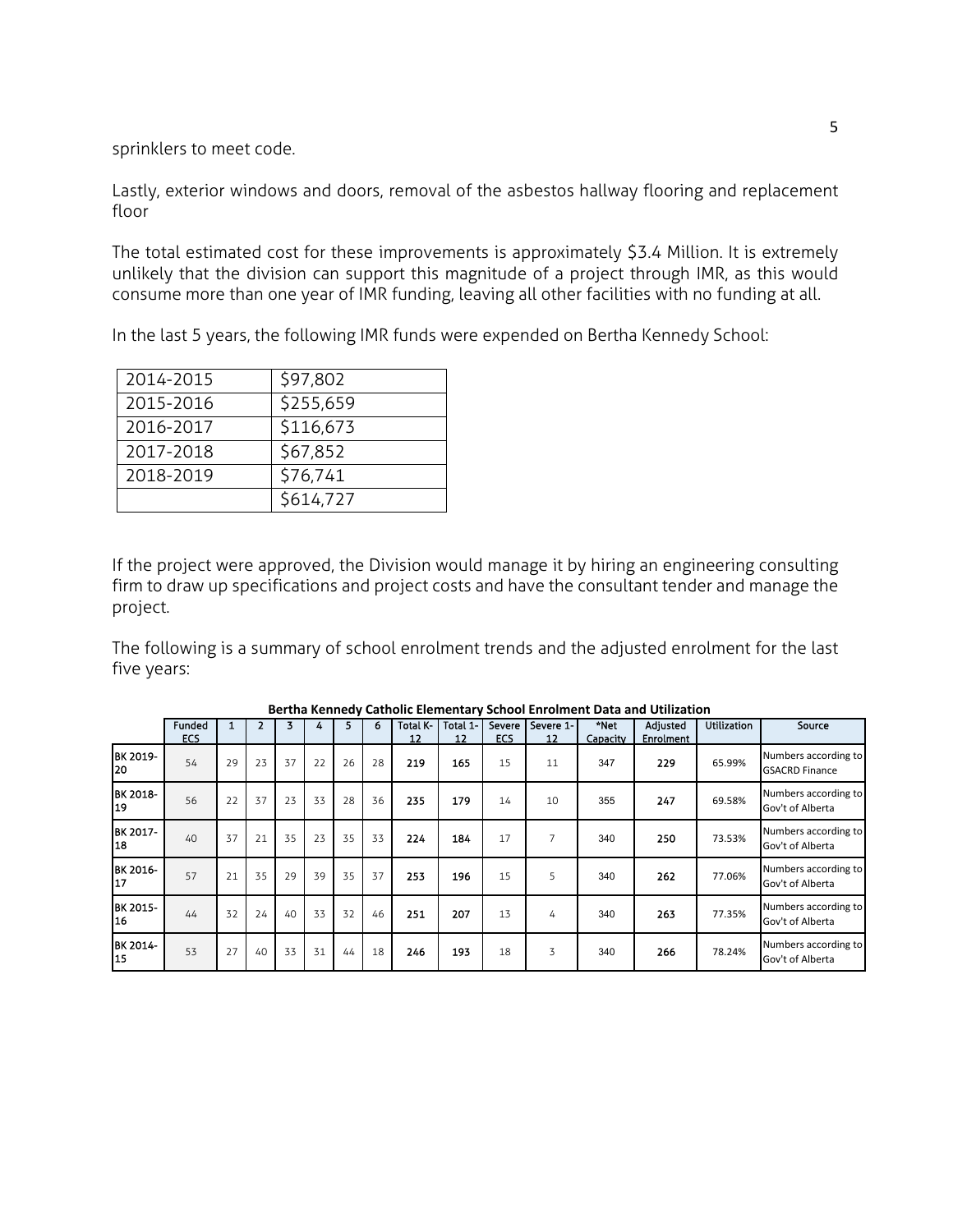sprinklers to meet code.

Lastly, exterior windows and doors, removal of the asbestos hallway flooring and replacement floor

The total estimated cost for these improvements is approximately $3.4 Million. It is extremely unlikely that the division can support this magnitude of a project through IMR, as this would consume more than one year of IMR funding, leaving all other facilities with no funding at all.

In the last 5 years, the following IMR funds were expended on Bertha Kennedy School:

| | |
|---|---|
| 2014-2015 | $97,802 |
| 2015-2016 | $255,659 |
| 2016-2017 | $116,673 |
| 2017-2018 | $67,852 |
| 2018-2019 | $76,741 |
| | $614,727 |

If the project were approved, the Division would manage it by hiring an engineering consulting firm to draw up specifications and project costs and have the consultant tender and manage the project.

The following is a summary of school enrolment trends and the adjusted enrolment for the last five years:

**Bertha Kennedy Catholic Elementary School Enrolment Data and Utilization**

| | Funded ECS | 1 | 2 | 3 | 4 | 5 | 6 | Total K-12 | Total 1-12 | Severe ECS | Severe 1-12 | *Net Capacity | Adjusted Enrolment | Utilization | Source |
|---|---|---|---|---|---|---|---|---|---|---|---|---|---|---|---|
| BK 2019-20 | 54 | 29 | 23 | 37 | 22 | 26 | 28 | **219** | **165** | 15 | 11 | 347 | **229** | 65.99% | Numbers according to GSACRD Finance |
| BK 2018-19 | 56 | 22 | 37 | 23 | 33 | 28 | 36 | **235** | **179** | 14 | 10 | 355 | **247** | 69.58% | Numbers according to Gov't of Alberta |
| BK 2017-18 | 40 | 37 | 21 | 35 | 23 | 35 | 33 | **224** | **184** | 17 | 7 | 340 | **250** | 73.53% | Numbers according to Gov't of Alberta |
| BK 2016-17 | 57 | 21 | 35 | 29 | 39 | 35 | 37 | **253** | **196** | 15 | 5 | 340 | **262** | 77.06% | Numbers according to Gov't of Alberta |
| BK 2015-16 | 44 | 32 | 24 | 40 | 33 | 32 | 46 | **251** | **207** | 13 | 4 | 340 | **263** | 77.35% | Numbers according to Gov't of Alberta |
| BK 2014-15 | 53 | 27 | 40 | 33 | 31 | 44 | 18 | **246** | **193** | 18 | 3 | 340 | **266** | 78.24% | Numbers according to Gov't of Alberta |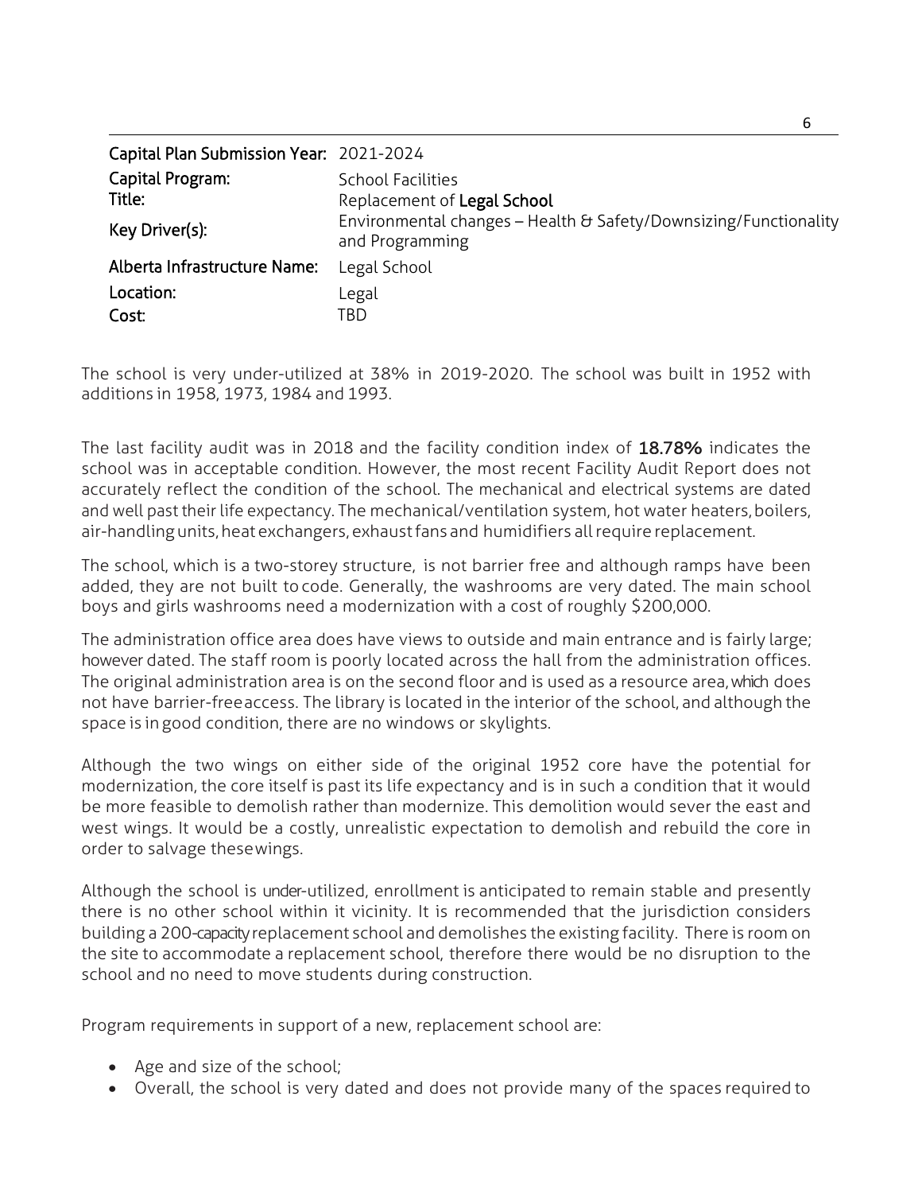| | |
|---|---|
| **Capital Plan Submission Year:** | 2021-2024 |
| **Capital Program:** | School Facilities |
| **Title:** | Replacement of **Legal School** |
| **Key Driver(s):** | Environmental changes – Health & Safety/Downsizing/Functionality and Programming |
| **Alberta Infrastructure Name:** | Legal School |
| **Location:** | Legal |
| **Cost:** | TBD |

The school is very under-utilized at 38% in 2019-2020. The school was built in 1952 with additions in 1958, 1973, 1984 and 1993.

The last facility audit was in 2018 and the facility condition index of **18.78%** indicates the school was in acceptable condition. However, the most recent Facility Audit Report does not accurately reflect the condition of the school. The mechanical and electrical systems are dated and well past their life expectancy. The mechanical/ventilation system, hot water heaters, boilers, air-handling units, heat exchangers, exhaust fans and humidifiers all require replacement.

The school, which is a two-storey structure, is not barrier free and although ramps have been added, they are not built to code. Generally, the washrooms are very dated. The main school boys and girls washrooms need a modernization with a cost of roughly $200,000.

The administration office area does have views to outside and main entrance and is fairly large; however dated. The staff room is poorly located across the hall from the administration offices. The original administration area is on the second floor and is used as a resource area, which does not have barrier-free access. The library is located in the interior of the school, and although the space is in good condition, there are no windows or skylights.

Although the two wings on either side of the original 1952 core have the potential for modernization, the core itself is past its life expectancy and is in such a condition that it would be more feasible to demolish rather than modernize. This demolition would sever the east and west wings. It would be a costly, unrealistic expectation to demolish and rebuild the core in order to salvage these wings.

Although the school is under-utilized, enrollment is anticipated to remain stable and presently there is no other school within it vicinity. It is recommended that the jurisdiction considers building a 200-capacity replacement school and demolishes the existing facility. There is room on the site to accommodate a replacement school, therefore there would be no disruption to the school and no need to move students during construction.

Program requirements in support of a new, replacement school are:

- Age and size of the school;
- Overall, the school is very dated and does not provide many of the spaces required to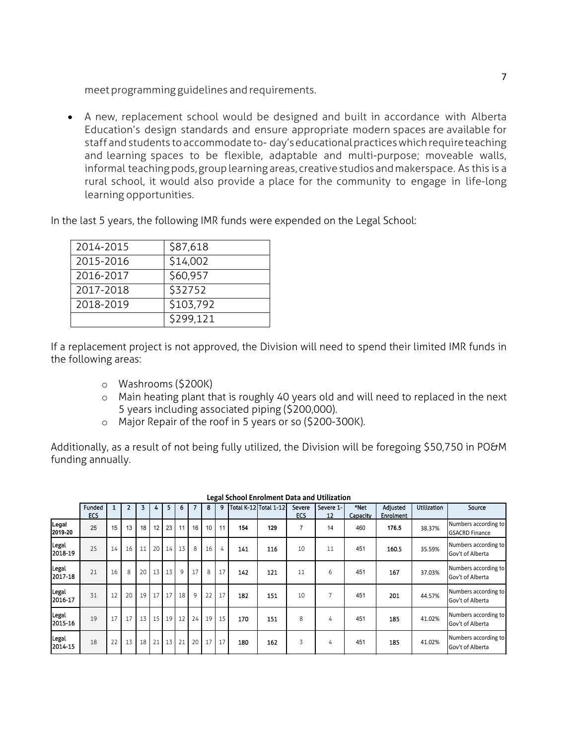meet programming guidelines and requirements.

- A new, replacement school would be designed and built in accordance with Alberta Education's design standards and ensure appropriate modern spaces are available for staff and students to accommodate to- day's educational practices which require teaching and learning spaces to be flexible, adaptable and multi-purpose; moveable walls, informal teaching pods, group learning areas, creative studios and makerspace. As this is a rural school, it would also provide a place for the community to engage in life-long learning opportunities.

In the last 5 years, the following IMR funds were expended on the Legal School:

| | |
|---|---|
| 2014-2015 | $87,618 |
| 2015-2016 | $14,002 |
| 2016-2017 | $60,957 |
| 2017-2018 | $32752 |
| 2018-2019 | $103,792 |
| | $299,121 |

If a replacement project is not approved, the Division will need to spend their limited IMR funds in the following areas:

- Washrooms ($200K)
- Main heating plant that is roughly 40 years old and will need to replaced in the next 5 years including associated piping ($200,000).
- Major Repair of the roof in 5 years or so ($200-300K).

Additionally, as a result of not being fully utilized, the Division will be foregoing $50,750 in PO&M funding annually.

**Legal School Enrolment Data and Utilization**

| | Funded ECS | 1 | 2 | 3 | 4 | 5 | 6 | 7 | 8 | 9 | Total K-12 | Total 1-12 | Severe ECS | Severe 1-12 | *Net Capacity | Adjusted Enrolment | Utilization | Source |
|---|---|---|---|---|---|---|---|---|---|---|---|---|---|---|---|---|---|---|
| Legal 2019-20 | 25 | 15 | 13 | 18 | 12 | 23 | 11 | 16 | 10 | 11 | **154** | **129** | 7 | 14 | 460 | **176.5** | 38.37% | Numbers according to GSACRD Finance |
| Legal 2018-19 | 25 | 14 | 16 | 11 | 20 | 14 | 13 | 8 | 16 | 4 | **141** | **116** | 10 | 11 | 451 | **160.5** | 35.59% | Numbers according to Gov't of Alberta |
| Legal 2017-18 | 21 | 16 | 8 | 20 | 13 | 13 | 9 | 17 | 8 | 17 | **142** | **121** | 11 | 6 | 451 | **167** | 37.03% | Numbers according to Gov't of Alberta |
| Legal 2016-17 | 31 | 12 | 20 | 19 | 17 | 17 | 18 | 9 | 22 | 17 | **182** | **151** | 10 | 7 | 451 | **201** | 44.57% | Numbers according to Gov't of Alberta |
| Legal 2015-16 | 19 | 17 | 17 | 13 | 15 | 19 | 12 | 24 | 19 | 15 | **170** | **151** | 8 | 4 | 451 | **185** | 41.02% | Numbers according to Gov't of Alberta |
| Legal 2014-15 | 18 | 22 | 13 | 18 | 21 | 13 | 21 | 20 | 17 | 17 | **180** | **162** | 3 | 4 | 451 | **185** | 41.02% | Numbers according to Gov't of Alberta |